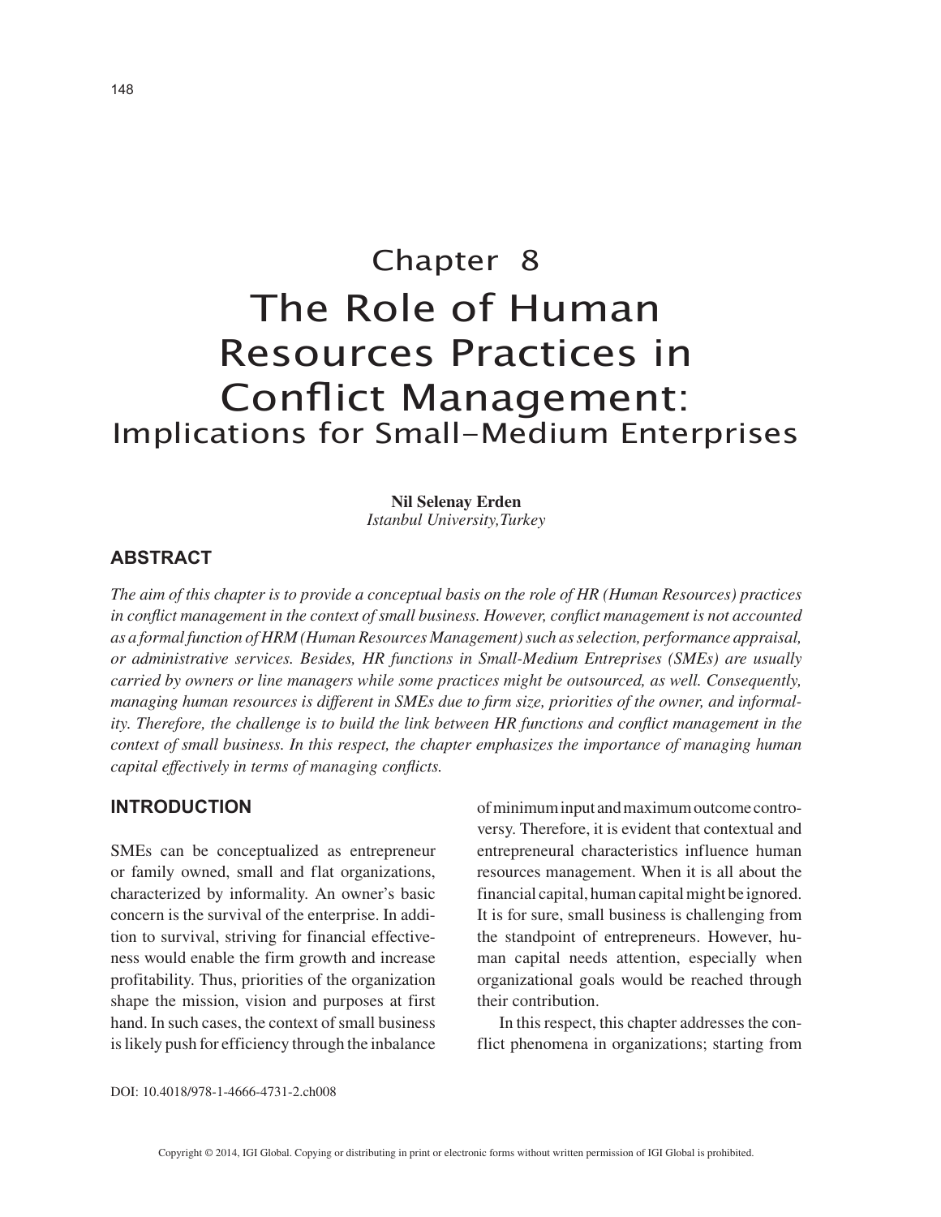# Chapter 8

# The Role of Human Resources Practices in Conflict Management: Implications for Small-Medium Enterprises

**Nil Selenay Erden**
*Istanbul University,Turkey*

## ABSTRACT

*The aim of this chapter is to provide a conceptual basis on the role of HR (Human Resources) practices in conflict management in the context of small business. However, conflict management is not accounted as a formal function of HRM (Human Resources Management) such as selection, performance appraisal, or administrative services. Besides, HR functions in Small-Medium Entreprises (SMEs) are usually carried by owners or line managers while some practices might be outsourced, as well. Consequently, managing human resources is different in SMEs due to firm size, priorities of the owner, and informality. Therefore, the challenge is to build the link between HR functions and conflict management in the context of small business. In this respect, the chapter emphasizes the importance of managing human capital effectively in terms of managing conflicts.*

## INTRODUCTION

SMEs can be conceptualized as entrepreneur or family owned, small and flat organizations, characterized by informality. An owner's basic concern is the survival of the enterprise. In addition to survival, striving for financial effectiveness would enable the firm growth and increase profitability. Thus, priorities of the organization shape the mission, vision and purposes at first hand. In such cases, the context of small business is likely push for efficiency through the inbalance of minimum input and maximum outcome controversy. Therefore, it is evident that contextual and entrepreneural characteristics influence human resources management. When it is all about the financial capital, human capital might be ignored. It is for sure, small business is challenging from the standpoint of entrepreneurs. However, human capital needs attention, especially when organizational goals would be reached through their contribution.

In this respect, this chapter addresses the conflict phenomena in organizations; starting from

DOI: 10.4018/978-1-4666-4731-2.ch008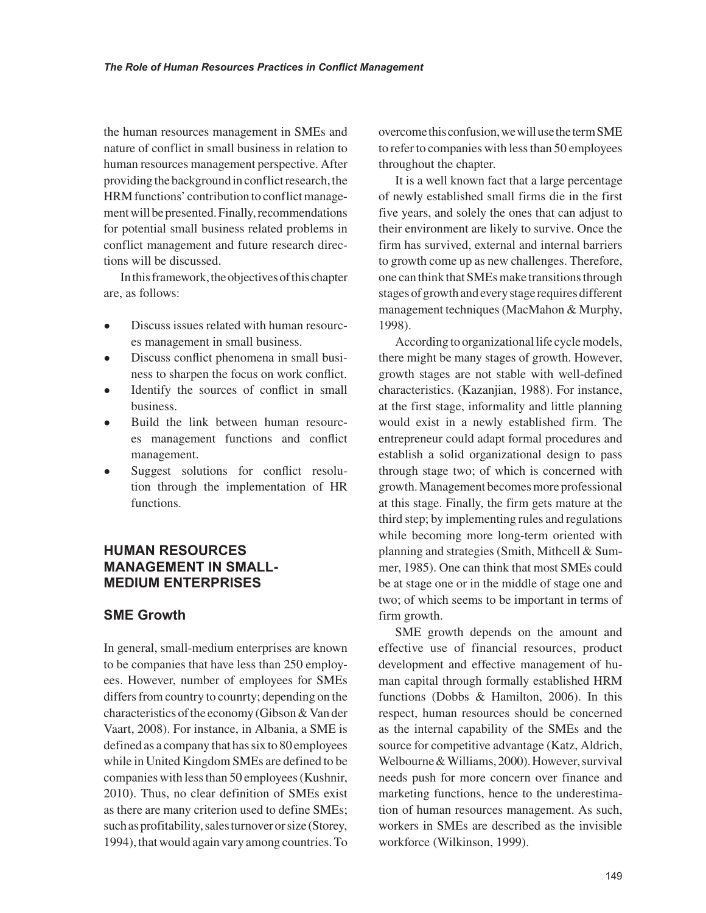the human resources management in SMEs and nature of conflict in small business in relation to human resources management perspective. After providing the background in conflict research, the HRM functions' contribution to conflict management will be presented. Finally, recommendations for potential small business related problems in conflict management and future research directions will be discussed.

In this framework, the objectives of this chapter are, as follows:

- Discuss issues related with human resources management in small business.
- Discuss conflict phenomena in small business to sharpen the focus on work conflict.
- Identify the sources of conflict in small business.
- Build the link between human resources management functions and conflict management.
- Suggest solutions for conflict resolution through the implementation of HR functions.

## HUMAN RESOURCES MANAGEMENT IN SMALL-MEDIUM ENTERPRISES

### SME Growth

In general, small-medium enterprises are known to be companies that have less than 250 employees. However, number of employees for SMEs differs from country to counrty; depending on the characteristics of the economy (Gibson & Van der Vaart, 2008). For instance, in Albania, a SME is defined as a company that has six to 80 employees while in United Kingdom SMEs are defined to be companies with less than 50 employees (Kushnir, 2010). Thus, no clear definition of SMEs exist as there are many criterion used to define SMEs; such as profitability, sales turnover or size (Storey, 1994), that would again vary among countries. To overcome this confusion, we will use the term SME to refer to companies with less than 50 employees throughout the chapter.

It is a well known fact that a large percentage of newly established small firms die in the first five years, and solely the ones that can adjust to their environment are likely to survive. Once the firm has survived, external and internal barriers to growth come up as new challenges. Therefore, one can think that SMEs make transitions through stages of growth and every stage requires different management techniques (MacMahon & Murphy, 1998).

According to organizational life cycle models, there might be many stages of growth. However, growth stages are not stable with well-defined characteristics. (Kazanjian, 1988). For instance, at the first stage, informality and little planning would exist in a newly established firm. The entrepreneur could adapt formal procedures and establish a solid organizational design to pass through stage two; of which is concerned with growth. Management becomes more professional at this stage. Finally, the firm gets mature at the third step; by implementing rules and regulations while becoming more long-term oriented with planning and strategies (Smith, Mithcell & Summer, 1985). One can think that most SMEs could be at stage one or in the middle of stage one and two; of which seems to be important in terms of firm growth.

SME growth depends on the amount and effective use of financial resources, product development and effective management of human capital through formally established HRM functions (Dobbs & Hamilton, 2006). In this respect, human resources should be concerned as the internal capability of the SMEs and the source for competitive advantage (Katz, Aldrich, Welbourne & Williams, 2000). However, survival needs push for more concern over finance and marketing functions, hence to the underestimation of human resources management. As such, workers in SMEs are described as the invisible workforce (Wilkinson, 1999).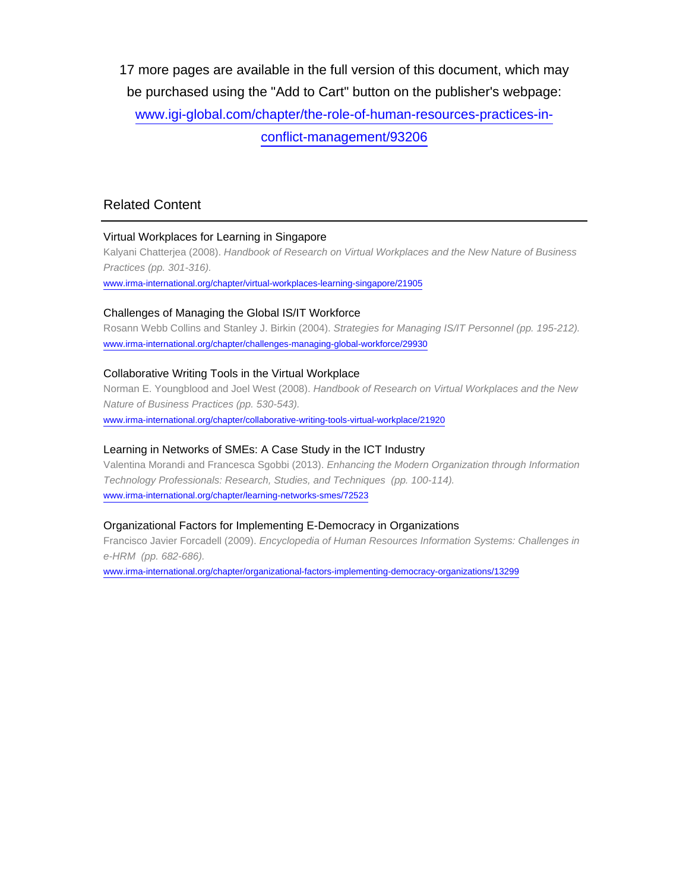17 more pages are available in the full version of this document, which may be purchased using the "Add to Cart" button on the publisher's webpage: www.igi-global.com/chapter/the-role-of-human-resources-practices-in-conflict-management/93206

## Related Content

### Virtual Workplaces for Learning in Singapore

Kalyani Chatterjea (2008). *Handbook of Research on Virtual Workplaces and the New Nature of Business Practices (pp. 301-316).*

www.irma-international.org/chapter/virtual-workplaces-learning-singapore/21905

### Challenges of Managing the Global IS/IT Workforce

Rosann Webb Collins and Stanley J. Birkin (2004). *Strategies for Managing IS/IT Personnel (pp. 195-212).*

www.irma-international.org/chapter/challenges-managing-global-workforce/29930

### Collaborative Writing Tools in the Virtual Workplace

Norman E. Youngblood and Joel West (2008). *Handbook of Research on Virtual Workplaces and the New Nature of Business Practices (pp. 530-543).*

www.irma-international.org/chapter/collaborative-writing-tools-virtual-workplace/21920

### Learning in Networks of SMEs: A Case Study in the ICT Industry

Valentina Morandi and Francesca Sgobbi (2013). *Enhancing the Modern Organization through Information Technology Professionals: Research, Studies, and Techniques (pp. 100-114).*

www.irma-international.org/chapter/learning-networks-smes/72523

### Organizational Factors for Implementing E-Democracy in Organizations

Francisco Javier Forcadell (2009). *Encyclopedia of Human Resources Information Systems: Challenges in e-HRM (pp. 682-686).*

www.irma-international.org/chapter/organizational-factors-implementing-democracy-organizations/13299